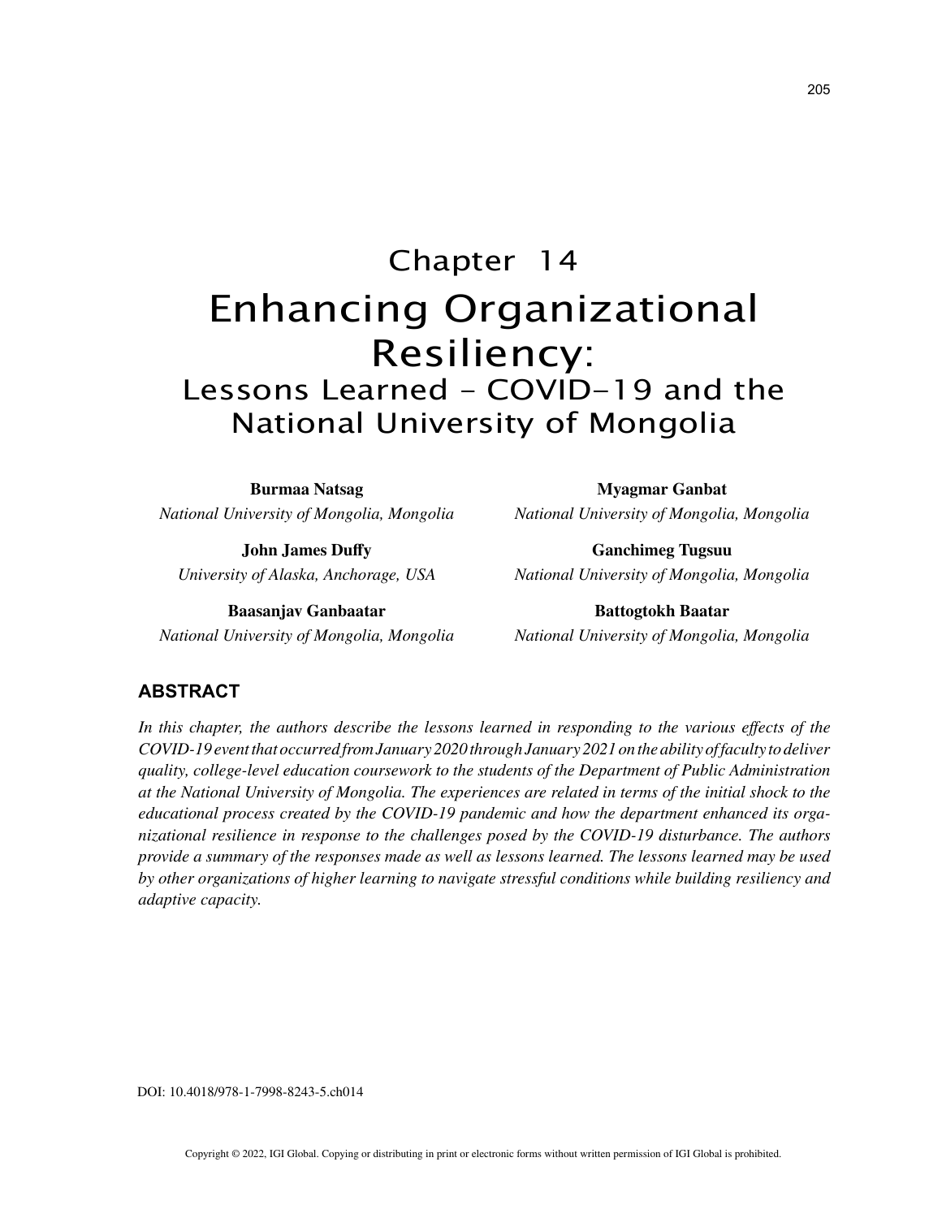# Chapter 14
# Enhancing Organizational Resiliency:
## Lessons Learned – COVID-19 and the National University of Mongolia

**Burmaa Natsag**
*National University of Mongolia, Mongolia*

**John James Duffy**
*University of Alaska, Anchorage, USA*

**Baasanjav Ganbaatar**
*National University of Mongolia, Mongolia*

**Myagmar Ganbat**
*National University of Mongolia, Mongolia*

**Ganchimeg Tugsuu**
*National University of Mongolia, Mongolia*

**Battogtokh Baatar**
*National University of Mongolia, Mongolia*

## ABSTRACT

*In this chapter, the authors describe the lessons learned in responding to the various effects of the COVID-19 event that occurred from January 2020 through January 2021 on the ability of faculty to deliver quality, college-level education coursework to the students of the Department of Public Administration at the National University of Mongolia. The experiences are related in terms of the initial shock to the educational process created by the COVID-19 pandemic and how the department enhanced its organizational resilience in response to the challenges posed by the COVID-19 disturbance. The authors provide a summary of the responses made as well as lessons learned. The lessons learned may be used by other organizations of higher learning to navigate stressful conditions while building resiliency and adaptive capacity.*

DOI: 10.4018/978-1-7998-8243-5.ch014

Copyright © 2022, IGI Global. Copying or distributing in print or electronic forms without written permission of IGI Global is prohibited.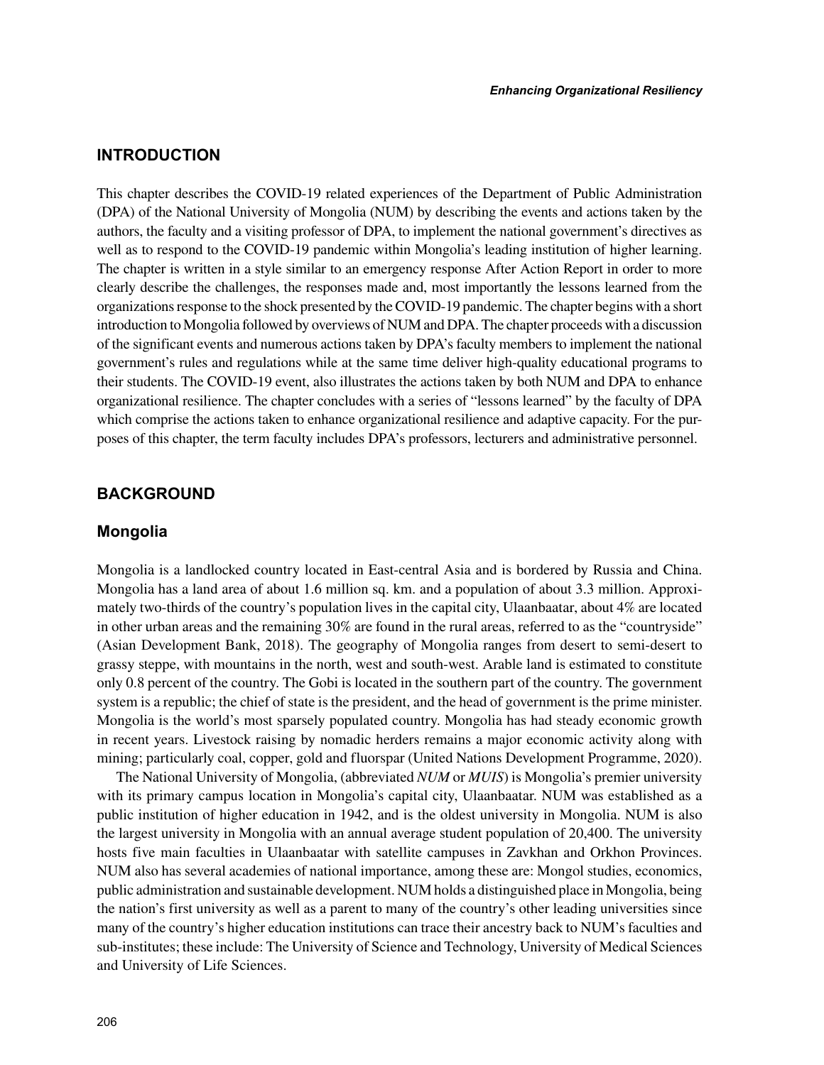## INTRODUCTION

This chapter describes the COVID-19 related experiences of the Department of Public Administration (DPA) of the National University of Mongolia (NUM) by describing the events and actions taken by the authors, the faculty and a visiting professor of DPA, to implement the national government's directives as well as to respond to the COVID-19 pandemic within Mongolia's leading institution of higher learning. The chapter is written in a style similar to an emergency response After Action Report in order to more clearly describe the challenges, the responses made and, most importantly the lessons learned from the organizations response to the shock presented by the COVID-19 pandemic. The chapter begins with a short introduction to Mongolia followed by overviews of NUM and DPA. The chapter proceeds with a discussion of the significant events and numerous actions taken by DPA's faculty members to implement the national government's rules and regulations while at the same time deliver high-quality educational programs to their students. The COVID-19 event, also illustrates the actions taken by both NUM and DPA to enhance organizational resilience. The chapter concludes with a series of "lessons learned" by the faculty of DPA which comprise the actions taken to enhance organizational resilience and adaptive capacity. For the purposes of this chapter, the term faculty includes DPA's professors, lecturers and administrative personnel.

## BACKGROUND

### Mongolia

Mongolia is a landlocked country located in East-central Asia and is bordered by Russia and China. Mongolia has a land area of about 1.6 million sq. km. and a population of about 3.3 million. Approximately two-thirds of the country's population lives in the capital city, Ulaanbaatar, about 4% are located in other urban areas and the remaining 30% are found in the rural areas, referred to as the "countryside" (Asian Development Bank, 2018). The geography of Mongolia ranges from desert to semi-desert to grassy steppe, with mountains in the north, west and south-west. Arable land is estimated to constitute only 0.8 percent of the country. The Gobi is located in the southern part of the country. The government system is a republic; the chief of state is the president, and the head of government is the prime minister. Mongolia is the world's most sparsely populated country. Mongolia has had steady economic growth in recent years. Livestock raising by nomadic herders remains a major economic activity along with mining; particularly coal, copper, gold and fluorspar (United Nations Development Programme, 2020).

The National University of Mongolia, (abbreviated *NUM* or *MUIS*) is Mongolia's premier university with its primary campus location in Mongolia's capital city, Ulaanbaatar. NUM was established as a public institution of higher education in 1942, and is the oldest university in Mongolia. NUM is also the largest university in Mongolia with an annual average student population of 20,400. The university hosts five main faculties in Ulaanbaatar with satellite campuses in Zavkhan and Orkhon Provinces. NUM also has several academies of national importance, among these are: Mongol studies, economics, public administration and sustainable development. NUM holds a distinguished place in Mongolia, being the nation's first university as well as a parent to many of the country's other leading universities since many of the country's higher education institutions can trace their ancestry back to NUM's faculties and sub-institutes; these include: The University of Science and Technology, University of Medical Sciences and University of Life Sciences.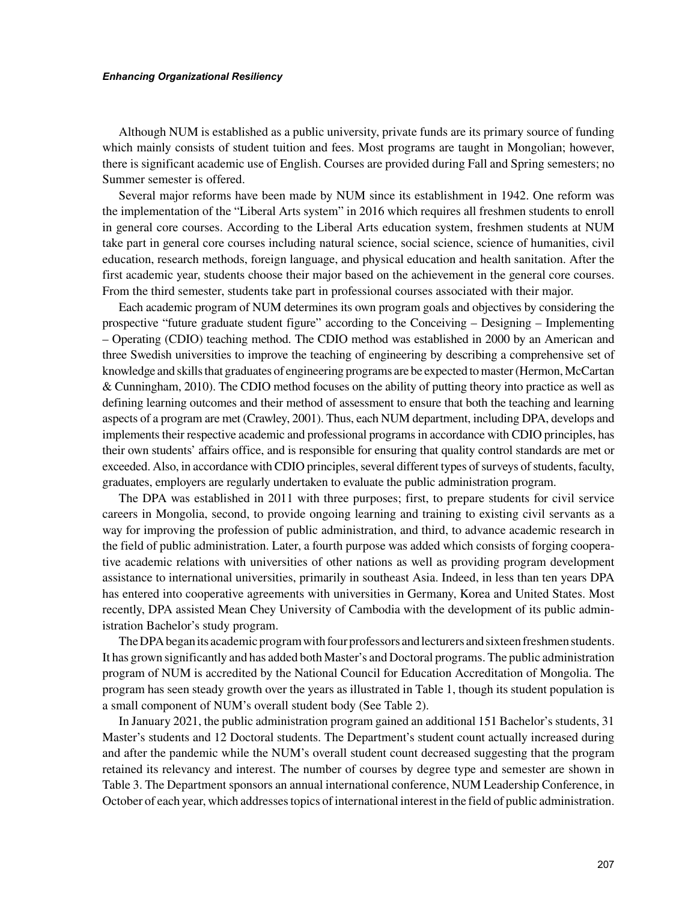Although NUM is established as a public university, private funds are its primary source of funding which mainly consists of student tuition and fees. Most programs are taught in Mongolian; however, there is significant academic use of English. Courses are provided during Fall and Spring semesters; no Summer semester is offered.

Several major reforms have been made by NUM since its establishment in 1942. One reform was the implementation of the "Liberal Arts system" in 2016 which requires all freshmen students to enroll in general core courses. According to the Liberal Arts education system, freshmen students at NUM take part in general core courses including natural science, social science, science of humanities, civil education, research methods, foreign language, and physical education and health sanitation. After the first academic year, students choose their major based on the achievement in the general core courses. From the third semester, students take part in professional courses associated with their major.

Each academic program of NUM determines its own program goals and objectives by considering the prospective "future graduate student figure" according to the Conceiving – Designing – Implementing – Operating (CDIO) teaching method. The CDIO method was established in 2000 by an American and three Swedish universities to improve the teaching of engineering by describing a comprehensive set of knowledge and skills that graduates of engineering programs are be expected to master (Hermon, McCartan & Cunningham, 2010). The CDIO method focuses on the ability of putting theory into practice as well as defining learning outcomes and their method of assessment to ensure that both the teaching and learning aspects of a program are met (Crawley, 2001). Thus, each NUM department, including DPA, develops and implements their respective academic and professional programs in accordance with CDIO principles, has their own students' affairs office, and is responsible for ensuring that quality control standards are met or exceeded. Also, in accordance with CDIO principles, several different types of surveys of students, faculty, graduates, employers are regularly undertaken to evaluate the public administration program.

The DPA was established in 2011 with three purposes; first, to prepare students for civil service careers in Mongolia, second, to provide ongoing learning and training to existing civil servants as a way for improving the profession of public administration, and third, to advance academic research in the field of public administration. Later, a fourth purpose was added which consists of forging cooperative academic relations with universities of other nations as well as providing program development assistance to international universities, primarily in southeast Asia. Indeed, in less than ten years DPA has entered into cooperative agreements with universities in Germany, Korea and United States. Most recently, DPA assisted Mean Chey University of Cambodia with the development of its public administration Bachelor's study program.

The DPA began its academic program with four professors and lecturers and sixteen freshmen students. It has grown significantly and has added both Master's and Doctoral programs. The public administration program of NUM is accredited by the National Council for Education Accreditation of Mongolia. The program has seen steady growth over the years as illustrated in Table 1, though its student population is a small component of NUM's overall student body (See Table 2).

In January 2021, the public administration program gained an additional 151 Bachelor's students, 31 Master's students and 12 Doctoral students. The Department's student count actually increased during and after the pandemic while the NUM's overall student count decreased suggesting that the program retained its relevancy and interest. The number of courses by degree type and semester are shown in Table 3. The Department sponsors an annual international conference, NUM Leadership Conference, in October of each year, which addresses topics of international interest in the field of public administration.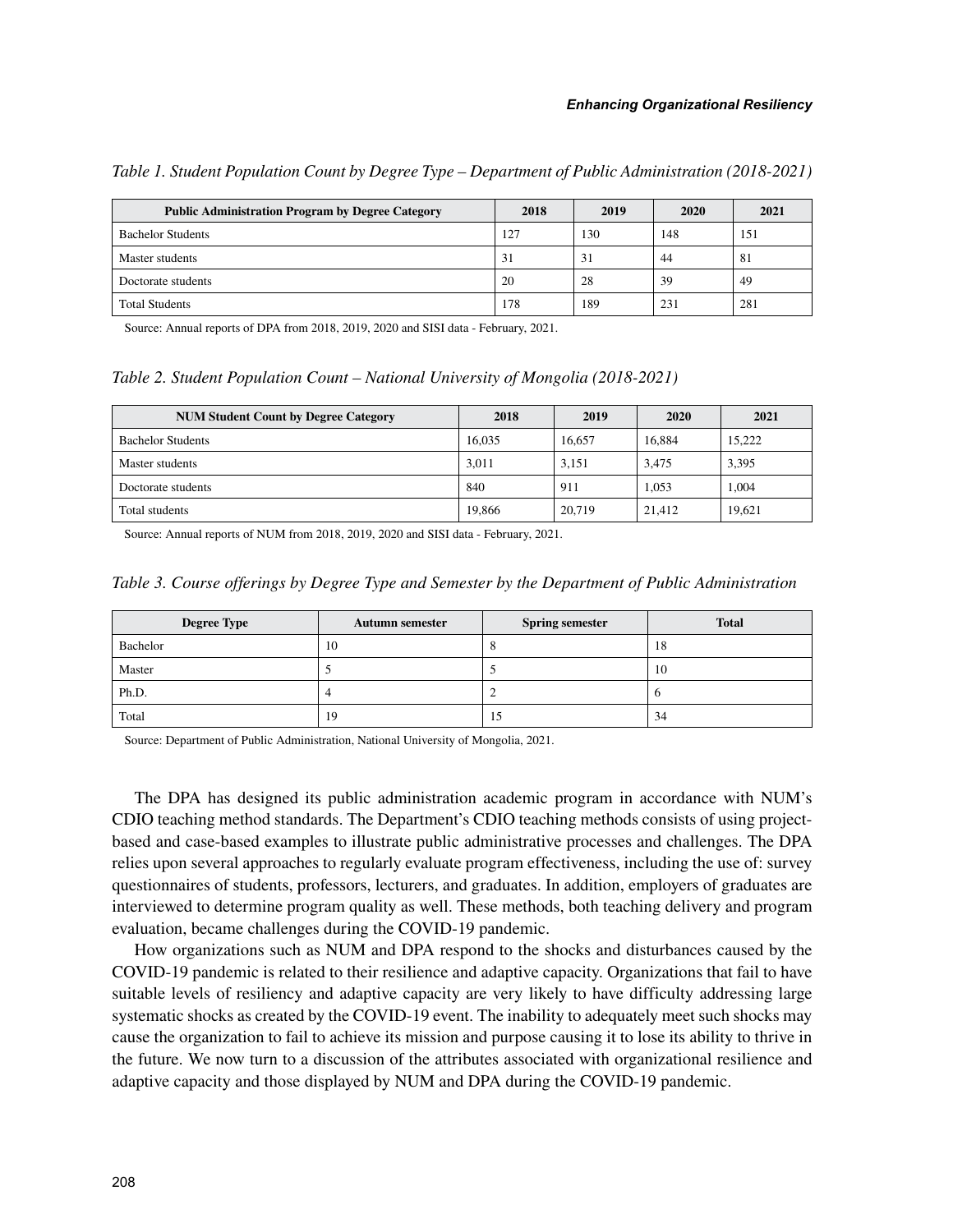*Table 1. Student Population Count by Degree Type – Department of Public Administration (2018-2021)*

| Public Administration Program by Degree Category | 2018 | 2019 | 2020 | 2021 |
|---|---|---|---|---|
| Bachelor Students | 127 | 130 | 148 | 151 |
| Master students | 31 | 31 | 44 | 81 |
| Doctorate students | 20 | 28 | 39 | 49 |
| Total Students | 178 | 189 | 231 | 281 |

Source: Annual reports of DPA from 2018, 2019, 2020 and SISI data - February, 2021.

*Table 2. Student Population Count – National University of Mongolia (2018-2021)*

| NUM Student Count by Degree Category | 2018 | 2019 | 2020 | 2021 |
|---|---|---|---|---|
| Bachelor Students | 16,035 | 16,657 | 16,884 | 15,222 |
| Master students | 3,011 | 3,151 | 3,475 | 3,395 |
| Doctorate students | 840 | 911 | 1,053 | 1,004 |
| Total students | 19,866 | 20,719 | 21,412 | 19,621 |

Source: Annual reports of NUM from 2018, 2019, 2020 and SISI data - February, 2021.

*Table 3. Course offerings by Degree Type and Semester by the Department of Public Administration*

| Degree Type | Autumn semester | Spring semester | Total |
|---|---|---|---|
| Bachelor | 10 | 8 | 18 |
| Master | 5 | 5 | 10 |
| Ph.D. | 4 | 2 | 6 |
| Total | 19 | 15 | 34 |

Source: Department of Public Administration, National University of Mongolia, 2021.

The DPA has designed its public administration academic program in accordance with NUM's CDIO teaching method standards. The Department's CDIO teaching methods consists of using project-based and case-based examples to illustrate public administrative processes and challenges. The DPA relies upon several approaches to regularly evaluate program effectiveness, including the use of: survey questionnaires of students, professors, lecturers, and graduates. In addition, employers of graduates are interviewed to determine program quality as well. These methods, both teaching delivery and program evaluation, became challenges during the COVID-19 pandemic.

How organizations such as NUM and DPA respond to the shocks and disturbances caused by the COVID-19 pandemic is related to their resilience and adaptive capacity. Organizations that fail to have suitable levels of resiliency and adaptive capacity are very likely to have difficulty addressing large systematic shocks as created by the COVID-19 event. The inability to adequately meet such shocks may cause the organization to fail to achieve its mission and purpose causing it to lose its ability to thrive in the future. We now turn to a discussion of the attributes associated with organizational resilience and adaptive capacity and those displayed by NUM and DPA during the COVID-19 pandemic.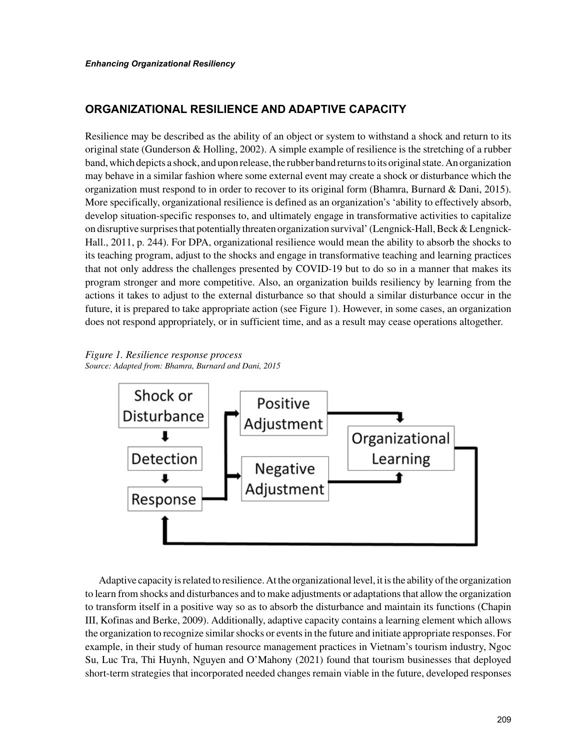## ORGANIZATIONAL RESILIENCE AND ADAPTIVE CAPACITY

Resilience may be described as the ability of an object or system to withstand a shock and return to its original state (Gunderson & Holling, 2002). A simple example of resilience is the stretching of a rubber band, which depicts a shock, and upon release, the rubber band returns to its original state. An organization may behave in a similar fashion where some external event may create a shock or disturbance which the organization must respond to in order to recover to its original form (Bhamra, Burnard & Dani, 2015). More specifically, organizational resilience is defined as an organization's 'ability to effectively absorb, develop situation-specific responses to, and ultimately engage in transformative activities to capitalize on disruptive surprises that potentially threaten organization survival' (Lengnick-Hall, Beck & Lengnick-Hall., 2011, p. 244). For DPA, organizational resilience would mean the ability to absorb the shocks to its teaching program, adjust to the shocks and engage in transformative teaching and learning practices that not only address the challenges presented by COVID-19 but to do so in a manner that makes its program stronger and more competitive. Also, an organization builds resiliency by learning from the actions it takes to adjust to the external disturbance so that should a similar disturbance occur in the future, it is prepared to take appropriate action (see Figure 1). However, in some cases, an organization does not respond appropriately, or in sufficient time, and as a result may cease operations altogether.

*Figure 1. Resilience response process*
*Source: Adapted from: Bhamra, Burnard and Dani, 2015*

Shock or Disturbance → Detection → Response → Positive Adjustment / Negative Adjustment → Organizational Learning → Response

Adaptive capacity is related to resilience. At the organizational level, it is the ability of the organization to learn from shocks and disturbances and to make adjustments or adaptations that allow the organization to transform itself in a positive way so as to absorb the disturbance and maintain its functions (Chapin III, Kofinas and Berke, 2009). Additionally, adaptive capacity contains a learning element which allows the organization to recognize similar shocks or events in the future and initiate appropriate responses. For example, in their study of human resource management practices in Vietnam's tourism industry, Ngoc Su, Luc Tra, Thi Huynh, Nguyen and O'Mahony (2021) found that tourism businesses that deployed short-term strategies that incorporated needed changes remain viable in the future, developed responses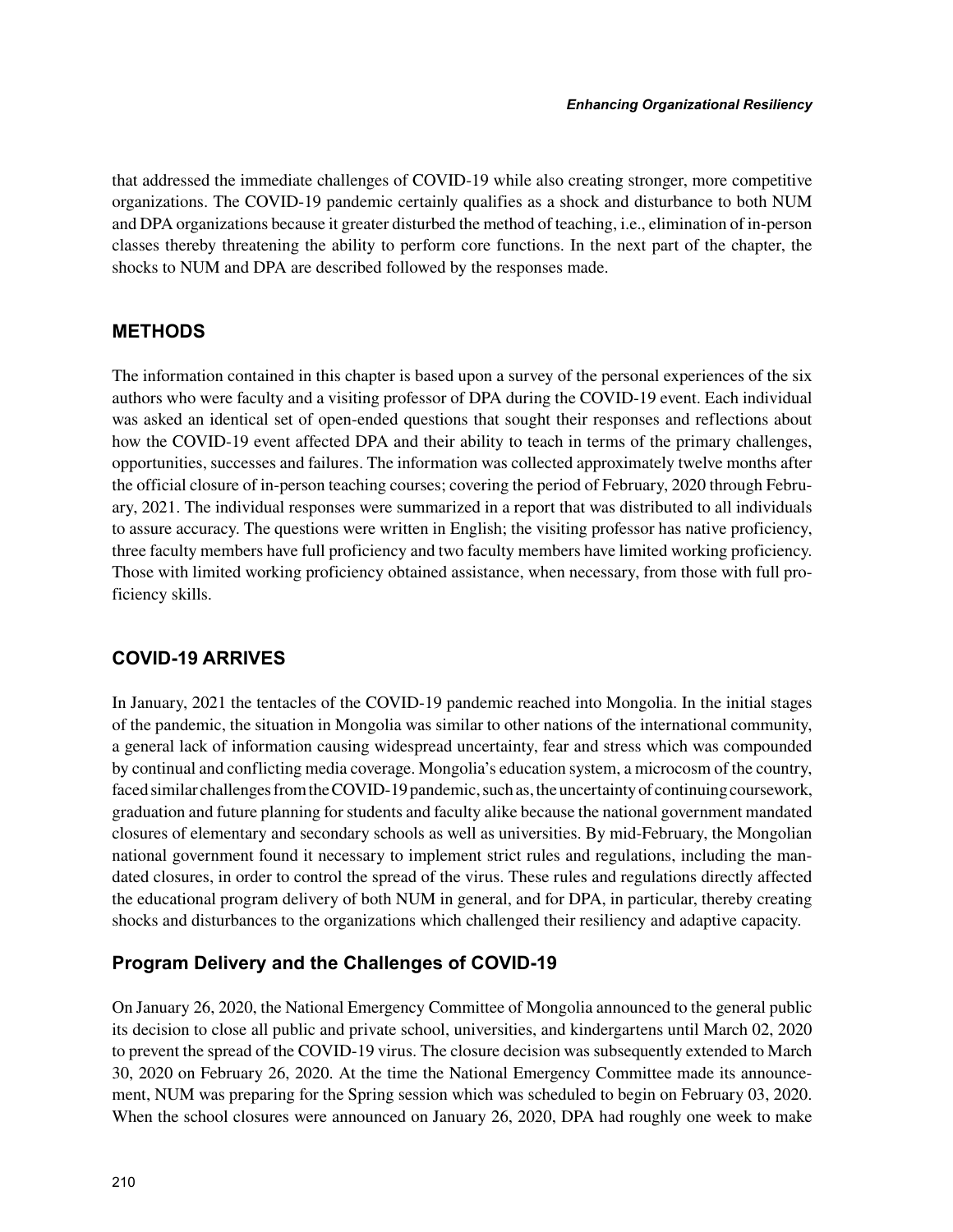that addressed the immediate challenges of COVID-19 while also creating stronger, more competitive organizations. The COVID-19 pandemic certainly qualifies as a shock and disturbance to both NUM and DPA organizations because it greater disturbed the method of teaching, i.e., elimination of in-person classes thereby threatening the ability to perform core functions. In the next part of the chapter, the shocks to NUM and DPA are described followed by the responses made.

## METHODS

The information contained in this chapter is based upon a survey of the personal experiences of the six authors who were faculty and a visiting professor of DPA during the COVID-19 event. Each individual was asked an identical set of open-ended questions that sought their responses and reflections about how the COVID-19 event affected DPA and their ability to teach in terms of the primary challenges, opportunities, successes and failures. The information was collected approximately twelve months after the official closure of in-person teaching courses; covering the period of February, 2020 through February, 2021. The individual responses were summarized in a report that was distributed to all individuals to assure accuracy. The questions were written in English; the visiting professor has native proficiency, three faculty members have full proficiency and two faculty members have limited working proficiency. Those with limited working proficiency obtained assistance, when necessary, from those with full proficiency skills.

## COVID-19 ARRIVES

In January, 2021 the tentacles of the COVID-19 pandemic reached into Mongolia. In the initial stages of the pandemic, the situation in Mongolia was similar to other nations of the international community, a general lack of information causing widespread uncertainty, fear and stress which was compounded by continual and conflicting media coverage. Mongolia's education system, a microcosm of the country, faced similar challenges from the COVID-19 pandemic, such as, the uncertainty of continuing coursework, graduation and future planning for students and faculty alike because the national government mandated closures of elementary and secondary schools as well as universities. By mid-February, the Mongolian national government found it necessary to implement strict rules and regulations, including the mandated closures, in order to control the spread of the virus. These rules and regulations directly affected the educational program delivery of both NUM in general, and for DPA, in particular, thereby creating shocks and disturbances to the organizations which challenged their resiliency and adaptive capacity.

### Program Delivery and the Challenges of COVID-19

On January 26, 2020, the National Emergency Committee of Mongolia announced to the general public its decision to close all public and private school, universities, and kindergartens until March 02, 2020 to prevent the spread of the COVID-19 virus. The closure decision was subsequently extended to March 30, 2020 on February 26, 2020. At the time the National Emergency Committee made its announcement, NUM was preparing for the Spring session which was scheduled to begin on February 03, 2020. When the school closures were announced on January 26, 2020, DPA had roughly one week to make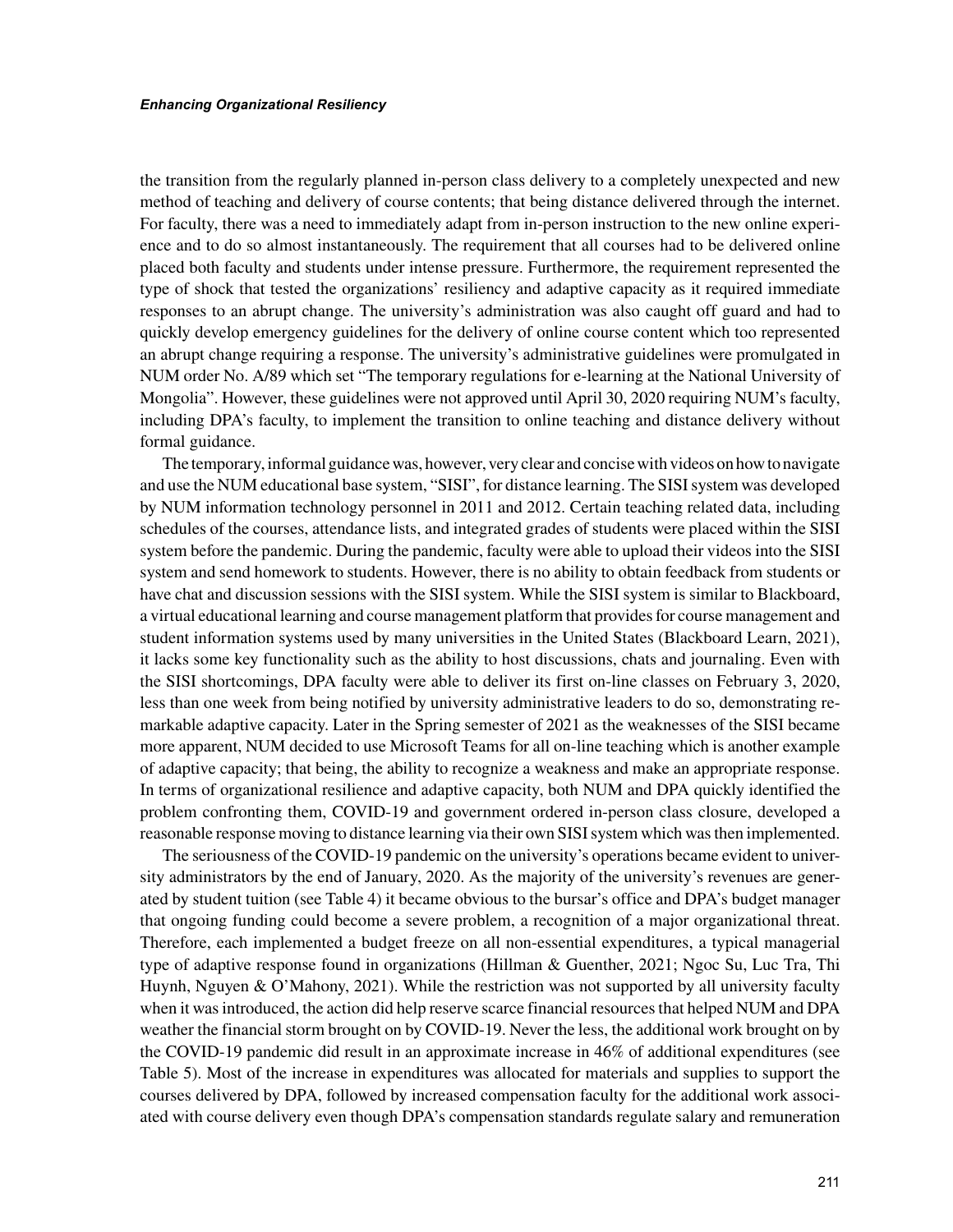the transition from the regularly planned in-person class delivery to a completely unexpected and new method of teaching and delivery of course contents; that being distance delivered through the internet. For faculty, there was a need to immediately adapt from in-person instruction to the new online experience and to do so almost instantaneously. The requirement that all courses had to be delivered online placed both faculty and students under intense pressure. Furthermore, the requirement represented the type of shock that tested the organizations' resiliency and adaptive capacity as it required immediate responses to an abrupt change. The university's administration was also caught off guard and had to quickly develop emergency guidelines for the delivery of online course content which too represented an abrupt change requiring a response. The university's administrative guidelines were promulgated in NUM order No. A/89 which set "The temporary regulations for e-learning at the National University of Mongolia". However, these guidelines were not approved until April 30, 2020 requiring NUM's faculty, including DPA's faculty, to implement the transition to online teaching and distance delivery without formal guidance.

The temporary, informal guidance was, however, very clear and concise with videos on how to navigate and use the NUM educational base system, "SISI", for distance learning. The SISI system was developed by NUM information technology personnel in 2011 and 2012. Certain teaching related data, including schedules of the courses, attendance lists, and integrated grades of students were placed within the SISI system before the pandemic. During the pandemic, faculty were able to upload their videos into the SISI system and send homework to students. However, there is no ability to obtain feedback from students or have chat and discussion sessions with the SISI system. While the SISI system is similar to Blackboard, a virtual educational learning and course management platform that provides for course management and student information systems used by many universities in the United States (Blackboard Learn, 2021), it lacks some key functionality such as the ability to host discussions, chats and journaling. Even with the SISI shortcomings, DPA faculty were able to deliver its first on-line classes on February 3, 2020, less than one week from being notified by university administrative leaders to do so, demonstrating remarkable adaptive capacity. Later in the Spring semester of 2021 as the weaknesses of the SISI became more apparent, NUM decided to use Microsoft Teams for all on-line teaching which is another example of adaptive capacity; that being, the ability to recognize a weakness and make an appropriate response. In terms of organizational resilience and adaptive capacity, both NUM and DPA quickly identified the problem confronting them, COVID-19 and government ordered in-person class closure, developed a reasonable response moving to distance learning via their own SISI system which was then implemented.

The seriousness of the COVID-19 pandemic on the university's operations became evident to university administrators by the end of January, 2020. As the majority of the university's revenues are generated by student tuition (see Table 4) it became obvious to the bursar's office and DPA's budget manager that ongoing funding could become a severe problem, a recognition of a major organizational threat. Therefore, each implemented a budget freeze on all non-essential expenditures, a typical managerial type of adaptive response found in organizations (Hillman & Guenther, 2021; Ngoc Su, Luc Tra, Thi Huynh, Nguyen & O'Mahony, 2021). While the restriction was not supported by all university faculty when it was introduced, the action did help reserve scarce financial resources that helped NUM and DPA weather the financial storm brought on by COVID-19. Never the less, the additional work brought on by the COVID-19 pandemic did result in an approximate increase in 46% of additional expenditures (see Table 5). Most of the increase in expenditures was allocated for materials and supplies to support the courses delivered by DPA, followed by increased compensation faculty for the additional work associated with course delivery even though DPA's compensation standards regulate salary and remuneration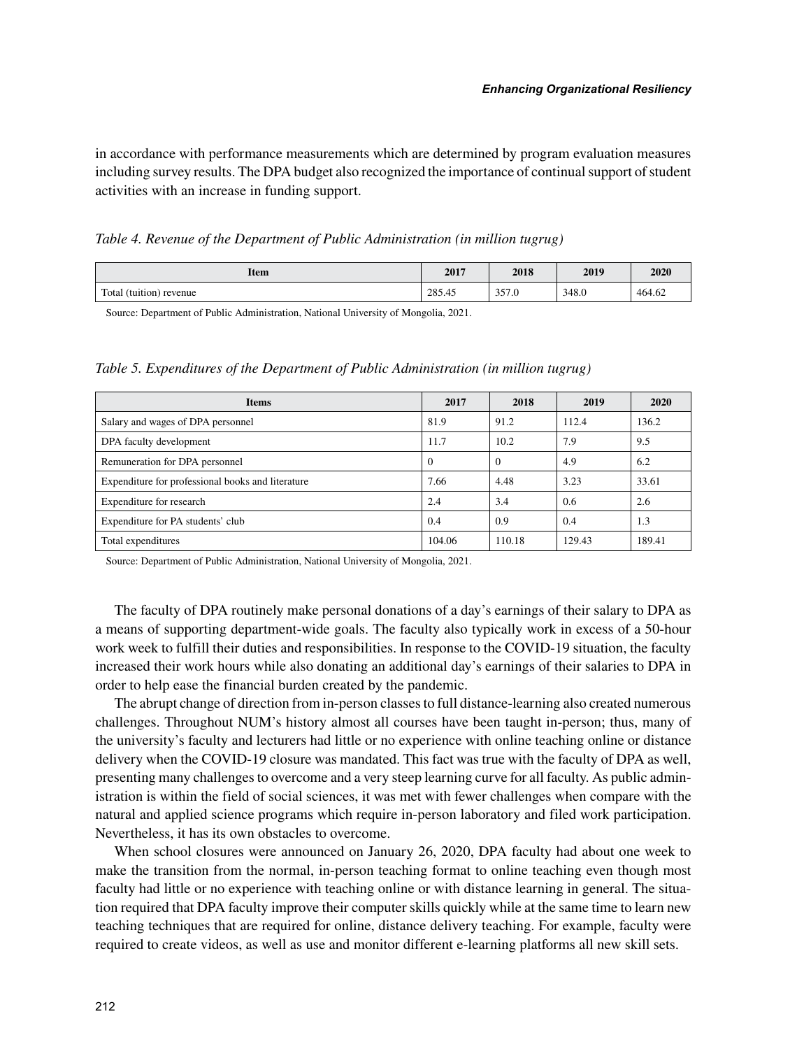in accordance with performance measurements which are determined by program evaluation measures including survey results. The DPA budget also recognized the importance of continual support of student activities with an increase in funding support.

*Table 4. Revenue of the Department of Public Administration (in million tugrug)*

| Item | 2017 | 2018 | 2019 | 2020 |
|---|---|---|---|---|
| Total (tuition) revenue | 285.45 | 357.0 | 348.0 | 464.62 |

Source: Department of Public Administration, National University of Mongolia, 2021.

*Table 5. Expenditures of the Department of Public Administration (in million tugrug)*

| Items | 2017 | 2018 | 2019 | 2020 |
|---|---|---|---|---|
| Salary and wages of DPA personnel | 81.9 | 91.2 | 112.4 | 136.2 |
| DPA faculty development | 11.7 | 10.2 | 7.9 | 9.5 |
| Remuneration for DPA personnel | 0 | 0 | 4.9 | 6.2 |
| Expenditure for professional books and literature | 7.66 | 4.48 | 3.23 | 33.61 |
| Expenditure for research | 2.4 | 3.4 | 0.6 | 2.6 |
| Expenditure for PA students' club | 0.4 | 0.9 | 0.4 | 1.3 |
| Total expenditures | 104.06 | 110.18 | 129.43 | 189.41 |

Source: Department of Public Administration, National University of Mongolia, 2021.

The faculty of DPA routinely make personal donations of a day's earnings of their salary to DPA as a means of supporting department-wide goals. The faculty also typically work in excess of a 50-hour work week to fulfill their duties and responsibilities. In response to the COVID-19 situation, the faculty increased their work hours while also donating an additional day's earnings of their salaries to DPA in order to help ease the financial burden created by the pandemic.

The abrupt change of direction from in-person classes to full distance-learning also created numerous challenges. Throughout NUM's history almost all courses have been taught in-person; thus, many of the university's faculty and lecturers had little or no experience with online teaching online or distance delivery when the COVID-19 closure was mandated. This fact was true with the faculty of DPA as well, presenting many challenges to overcome and a very steep learning curve for all faculty. As public administration is within the field of social sciences, it was met with fewer challenges when compare with the natural and applied science programs which require in-person laboratory and filed work participation. Nevertheless, it has its own obstacles to overcome.

When school closures were announced on January 26, 2020, DPA faculty had about one week to make the transition from the normal, in-person teaching format to online teaching even though most faculty had little or no experience with teaching online or with distance learning in general. The situation required that DPA faculty improve their computer skills quickly while at the same time to learn new teaching techniques that are required for online, distance delivery teaching. For example, faculty were required to create videos, as well as use and monitor different e-learning platforms all new skill sets.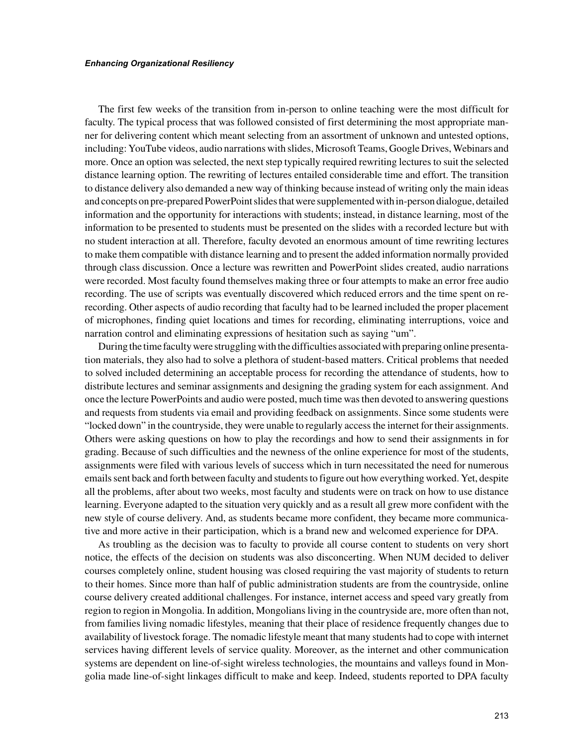The first few weeks of the transition from in-person to online teaching were the most difficult for faculty. The typical process that was followed consisted of first determining the most appropriate manner for delivering content which meant selecting from an assortment of unknown and untested options, including: YouTube videos, audio narrations with slides, Microsoft Teams, Google Drives, Webinars and more. Once an option was selected, the next step typically required rewriting lectures to suit the selected distance learning option. The rewriting of lectures entailed considerable time and effort. The transition to distance delivery also demanded a new way of thinking because instead of writing only the main ideas and concepts on pre-prepared PowerPoint slides that were supplemented with in-person dialogue, detailed information and the opportunity for interactions with students; instead, in distance learning, most of the information to be presented to students must be presented on the slides with a recorded lecture but with no student interaction at all. Therefore, faculty devoted an enormous amount of time rewriting lectures to make them compatible with distance learning and to present the added information normally provided through class discussion. Once a lecture was rewritten and PowerPoint slides created, audio narrations were recorded. Most faculty found themselves making three or four attempts to make an error free audio recording. The use of scripts was eventually discovered which reduced errors and the time spent on re-recording. Other aspects of audio recording that faculty had to be learned included the proper placement of microphones, finding quiet locations and times for recording, eliminating interruptions, voice and narration control and eliminating expressions of hesitation such as saying "um".

During the time faculty were struggling with the difficulties associated with preparing online presentation materials, they also had to solve a plethora of student-based matters. Critical problems that needed to solved included determining an acceptable process for recording the attendance of students, how to distribute lectures and seminar assignments and designing the grading system for each assignment. And once the lecture PowerPoints and audio were posted, much time was then devoted to answering questions and requests from students via email and providing feedback on assignments. Since some students were "locked down" in the countryside, they were unable to regularly access the internet for their assignments. Others were asking questions on how to play the recordings and how to send their assignments in for grading. Because of such difficulties and the newness of the online experience for most of the students, assignments were filed with various levels of success which in turn necessitated the need for numerous emails sent back and forth between faculty and students to figure out how everything worked. Yet, despite all the problems, after about two weeks, most faculty and students were on track on how to use distance learning. Everyone adapted to the situation very quickly and as a result all grew more confident with the new style of course delivery. And, as students became more confident, they became more communicative and more active in their participation, which is a brand new and welcomed experience for DPA.

As troubling as the decision was to faculty to provide all course content to students on very short notice, the effects of the decision on students was also disconcerting. When NUM decided to deliver courses completely online, student housing was closed requiring the vast majority of students to return to their homes. Since more than half of public administration students are from the countryside, online course delivery created additional challenges. For instance, internet access and speed vary greatly from region to region in Mongolia. In addition, Mongolians living in the countryside are, more often than not, from families living nomadic lifestyles, meaning that their place of residence frequently changes due to availability of livestock forage. The nomadic lifestyle meant that many students had to cope with internet services having different levels of service quality. Moreover, as the internet and other communication systems are dependent on line-of-sight wireless technologies, the mountains and valleys found in Mongolia made line-of-sight linkages difficult to make and keep. Indeed, students reported to DPA faculty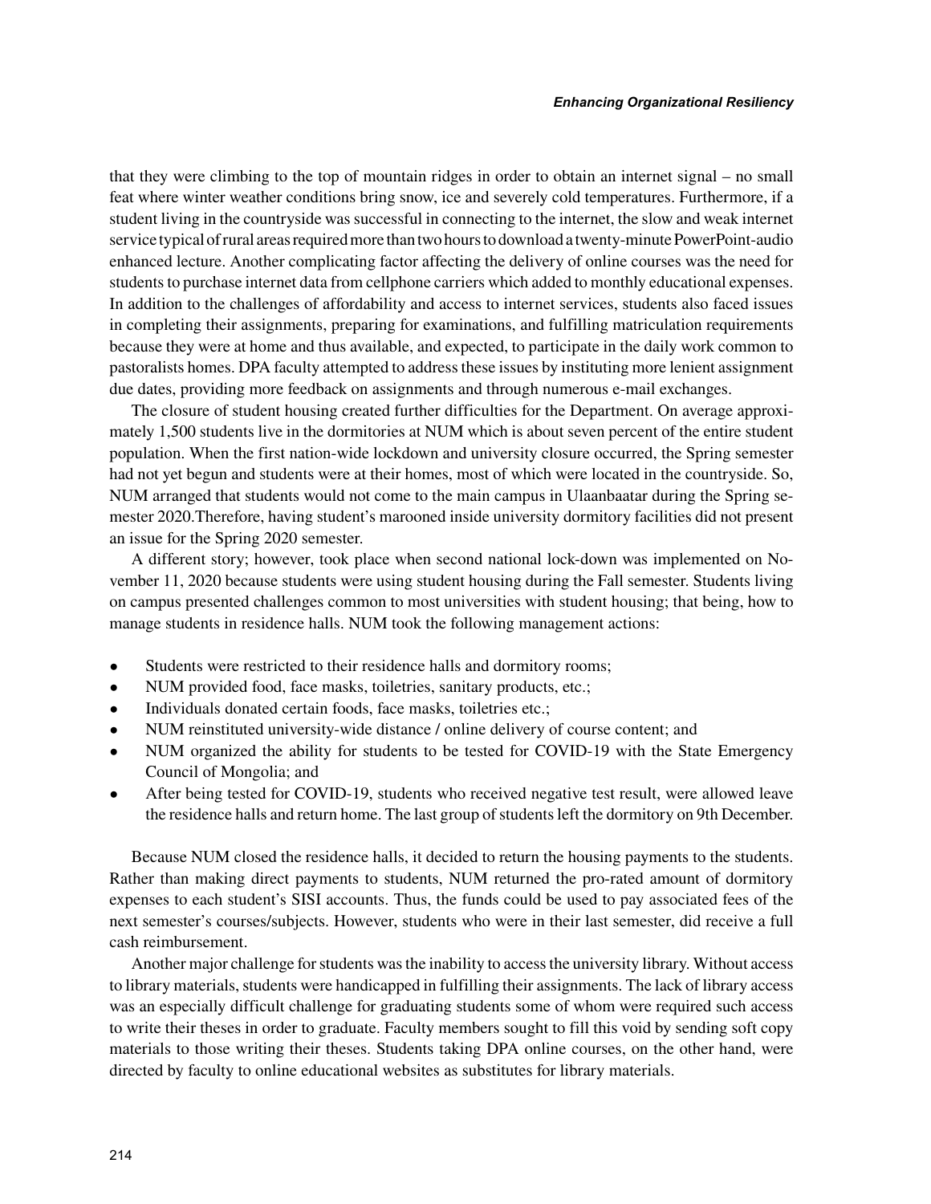that they were climbing to the top of mountain ridges in order to obtain an internet signal – no small feat where winter weather conditions bring snow, ice and severely cold temperatures. Furthermore, if a student living in the countryside was successful in connecting to the internet, the slow and weak internet service typical of rural areas required more than two hours to download a twenty-minute PowerPoint-audio enhanced lecture. Another complicating factor affecting the delivery of online courses was the need for students to purchase internet data from cellphone carriers which added to monthly educational expenses. In addition to the challenges of affordability and access to internet services, students also faced issues in completing their assignments, preparing for examinations, and fulfilling matriculation requirements because they were at home and thus available, and expected, to participate in the daily work common to pastoralists homes. DPA faculty attempted to address these issues by instituting more lenient assignment due dates, providing more feedback on assignments and through numerous e-mail exchanges.

The closure of student housing created further difficulties for the Department. On average approximately 1,500 students live in the dormitories at NUM which is about seven percent of the entire student population. When the first nation-wide lockdown and university closure occurred, the Spring semester had not yet begun and students were at their homes, most of which were located in the countryside. So, NUM arranged that students would not come to the main campus in Ulaanbaatar during the Spring semester 2020.Therefore, having student's marooned inside university dormitory facilities did not present an issue for the Spring 2020 semester.

A different story; however, took place when second national lock-down was implemented on November 11, 2020 because students were using student housing during the Fall semester. Students living on campus presented challenges common to most universities with student housing; that being, how to manage students in residence halls. NUM took the following management actions:

- Students were restricted to their residence halls and dormitory rooms;
- NUM provided food, face masks, toiletries, sanitary products, etc.;
- Individuals donated certain foods, face masks, toiletries etc.;
- NUM reinstituted university-wide distance / online delivery of course content; and
- NUM organized the ability for students to be tested for COVID-19 with the State Emergency Council of Mongolia; and
- After being tested for COVID-19, students who received negative test result, were allowed leave the residence halls and return home. The last group of students left the dormitory on 9th December.

Because NUM closed the residence halls, it decided to return the housing payments to the students. Rather than making direct payments to students, NUM returned the pro-rated amount of dormitory expenses to each student's SISI accounts. Thus, the funds could be used to pay associated fees of the next semester's courses/subjects. However, students who were in their last semester, did receive a full cash reimbursement.

Another major challenge for students was the inability to access the university library. Without access to library materials, students were handicapped in fulfilling their assignments. The lack of library access was an especially difficult challenge for graduating students some of whom were required such access to write their theses in order to graduate. Faculty members sought to fill this void by sending soft copy materials to those writing their theses. Students taking DPA online courses, on the other hand, were directed by faculty to online educational websites as substitutes for library materials.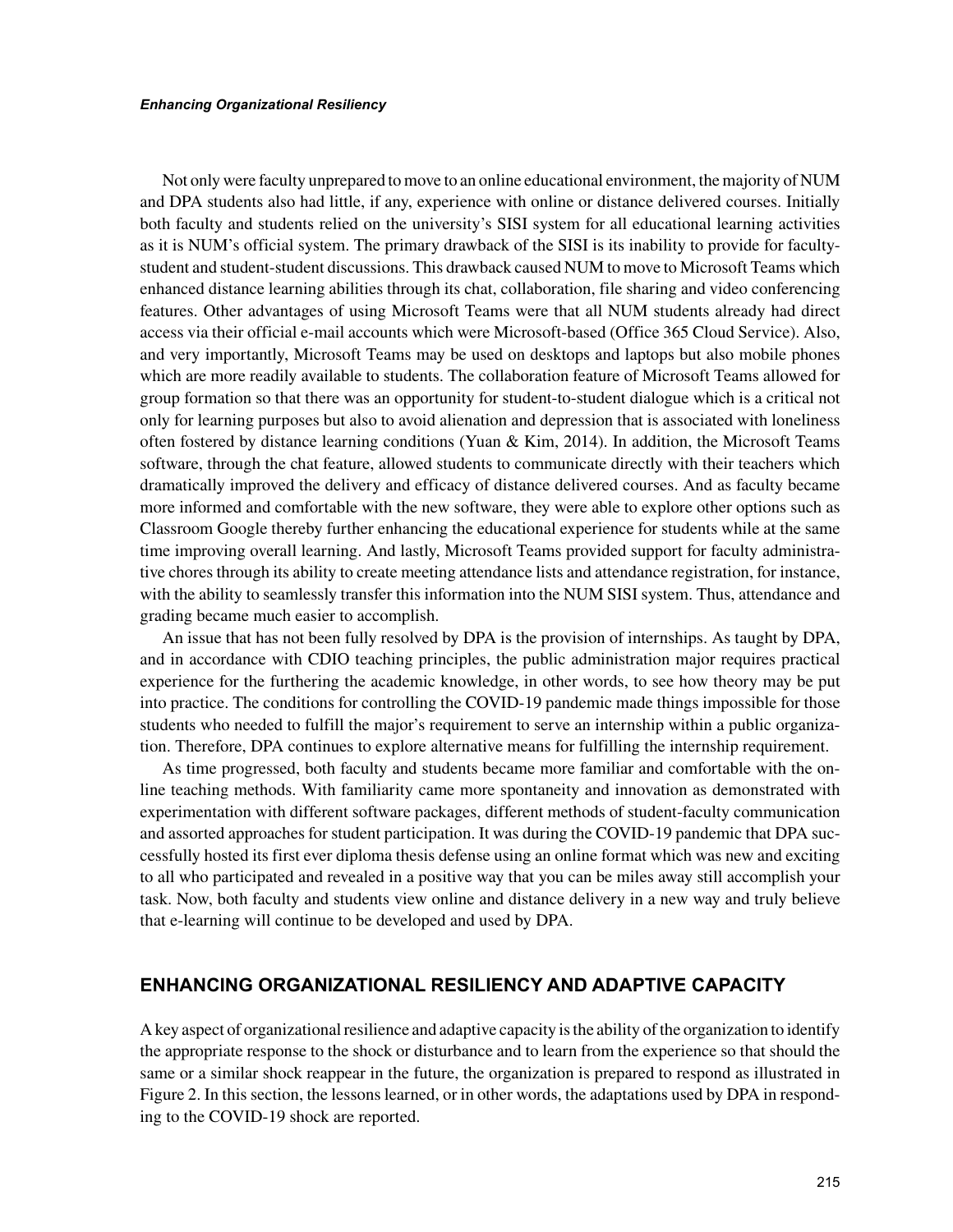Not only were faculty unprepared to move to an online educational environment, the majority of NUM and DPA students also had little, if any, experience with online or distance delivered courses. Initially both faculty and students relied on the university's SISI system for all educational learning activities as it is NUM's official system. The primary drawback of the SISI is its inability to provide for faculty-student and student-student discussions. This drawback caused NUM to move to Microsoft Teams which enhanced distance learning abilities through its chat, collaboration, file sharing and video conferencing features. Other advantages of using Microsoft Teams were that all NUM students already had direct access via their official e-mail accounts which were Microsoft-based (Office 365 Cloud Service). Also, and very importantly, Microsoft Teams may be used on desktops and laptops but also mobile phones which are more readily available to students. The collaboration feature of Microsoft Teams allowed for group formation so that there was an opportunity for student-to-student dialogue which is a critical not only for learning purposes but also to avoid alienation and depression that is associated with loneliness often fostered by distance learning conditions (Yuan & Kim, 2014). In addition, the Microsoft Teams software, through the chat feature, allowed students to communicate directly with their teachers which dramatically improved the delivery and efficacy of distance delivered courses. And as faculty became more informed and comfortable with the new software, they were able to explore other options such as Classroom Google thereby further enhancing the educational experience for students while at the same time improving overall learning. And lastly, Microsoft Teams provided support for faculty administrative chores through its ability to create meeting attendance lists and attendance registration, for instance, with the ability to seamlessly transfer this information into the NUM SISI system. Thus, attendance and grading became much easier to accomplish.

An issue that has not been fully resolved by DPA is the provision of internships. As taught by DPA, and in accordance with CDIO teaching principles, the public administration major requires practical experience for the furthering the academic knowledge, in other words, to see how theory may be put into practice. The conditions for controlling the COVID-19 pandemic made things impossible for those students who needed to fulfill the major's requirement to serve an internship within a public organization. Therefore, DPA continues to explore alternative means for fulfilling the internship requirement.

As time progressed, both faculty and students became more familiar and comfortable with the online teaching methods. With familiarity came more spontaneity and innovation as demonstrated with experimentation with different software packages, different methods of student-faculty communication and assorted approaches for student participation. It was during the COVID-19 pandemic that DPA successfully hosted its first ever diploma thesis defense using an online format which was new and exciting to all who participated and revealed in a positive way that you can be miles away still accomplish your task. Now, both faculty and students view online and distance delivery in a new way and truly believe that e-learning will continue to be developed and used by DPA.

## ENHANCING ORGANIZATIONAL RESILIENCY AND ADAPTIVE CAPACITY

A key aspect of organizational resilience and adaptive capacity is the ability of the organization to identify the appropriate response to the shock or disturbance and to learn from the experience so that should the same or a similar shock reappear in the future, the organization is prepared to respond as illustrated in Figure 2. In this section, the lessons learned, or in other words, the adaptations used by DPA in responding to the COVID-19 shock are reported.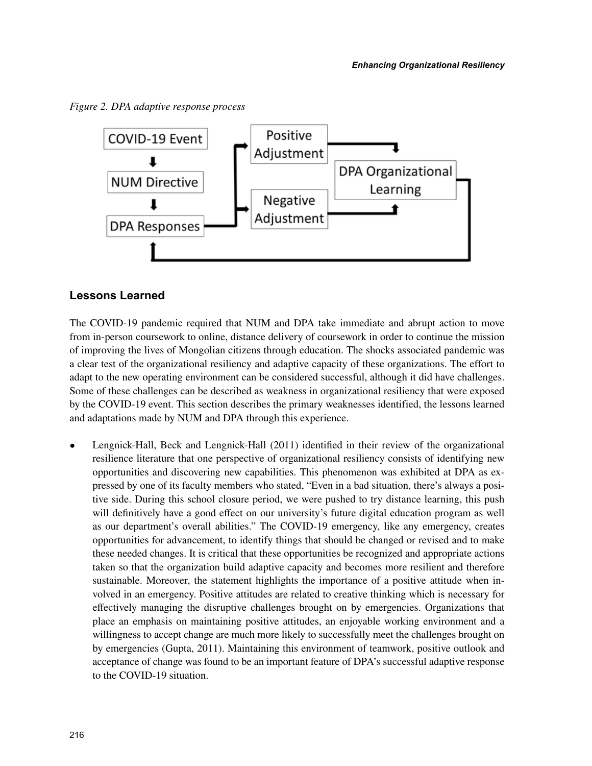*Figure 2. DPA adaptive response process*

## Lessons Learned

The COVID-19 pandemic required that NUM and DPA take immediate and abrupt action to move from in-person coursework to online, distance delivery of coursework in order to continue the mission of improving the lives of Mongolian citizens through education. The shocks associated pandemic was a clear test of the organizational resiliency and adaptive capacity of these organizations. The effort to adapt to the new operating environment can be considered successful, although it did have challenges. Some of these challenges can be described as weakness in organizational resiliency that were exposed by the COVID-19 event. This section describes the primary weaknesses identified, the lessons learned and adaptations made by NUM and DPA through this experience.

- Lengnick-Hall, Beck and Lengnick-Hall (2011) identified in their review of the organizational resilience literature that one perspective of organizational resiliency consists of identifying new opportunities and discovering new capabilities. This phenomenon was exhibited at DPA as expressed by one of its faculty members who stated, "Even in a bad situation, there's always a positive side. During this school closure period, we were pushed to try distance learning, this push will definitively have a good effect on our university's future digital education program as well as our department's overall abilities." The COVID-19 emergency, like any emergency, creates opportunities for advancement, to identify things that should be changed or revised and to make these needed changes. It is critical that these opportunities be recognized and appropriate actions taken so that the organization build adaptive capacity and becomes more resilient and therefore sustainable. Moreover, the statement highlights the importance of a positive attitude when involved in an emergency. Positive attitudes are related to creative thinking which is necessary for effectively managing the disruptive challenges brought on by emergencies. Organizations that place an emphasis on maintaining positive attitudes, an enjoyable working environment and a willingness to accept change are much more likely to successfully meet the challenges brought on by emergencies (Gupta, 2011). Maintaining this environment of teamwork, positive outlook and acceptance of change was found to be an important feature of DPA's successful adaptive response to the COVID-19 situation.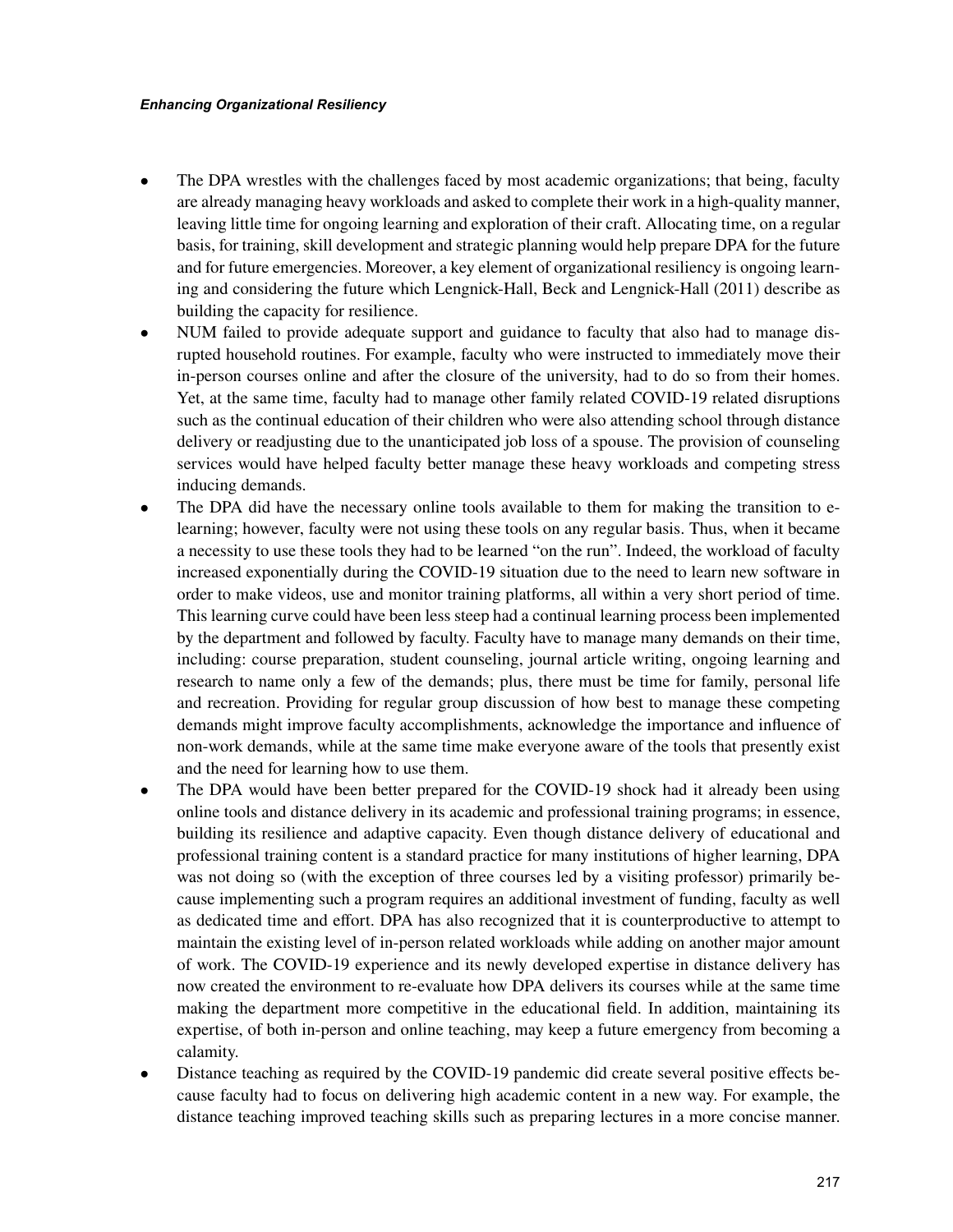- The DPA wrestles with the challenges faced by most academic organizations; that being, faculty are already managing heavy workloads and asked to complete their work in a high-quality manner, leaving little time for ongoing learning and exploration of their craft. Allocating time, on a regular basis, for training, skill development and strategic planning would help prepare DPA for the future and for future emergencies. Moreover, a key element of organizational resiliency is ongoing learning and considering the future which Lengnick-Hall, Beck and Lengnick-Hall (2011) describe as building the capacity for resilience.
- NUM failed to provide adequate support and guidance to faculty that also had to manage disrupted household routines. For example, faculty who were instructed to immediately move their in-person courses online and after the closure of the university, had to do so from their homes. Yet, at the same time, faculty had to manage other family related COVID-19 related disruptions such as the continual education of their children who were also attending school through distance delivery or readjusting due to the unanticipated job loss of a spouse. The provision of counseling services would have helped faculty better manage these heavy workloads and competing stress inducing demands.
- The DPA did have the necessary online tools available to them for making the transition to e-learning; however, faculty were not using these tools on any regular basis. Thus, when it became a necessity to use these tools they had to be learned "on the run". Indeed, the workload of faculty increased exponentially during the COVID-19 situation due to the need to learn new software in order to make videos, use and monitor training platforms, all within a very short period of time. This learning curve could have been less steep had a continual learning process been implemented by the department and followed by faculty. Faculty have to manage many demands on their time, including: course preparation, student counseling, journal article writing, ongoing learning and research to name only a few of the demands; plus, there must be time for family, personal life and recreation. Providing for regular group discussion of how best to manage these competing demands might improve faculty accomplishments, acknowledge the importance and influence of non-work demands, while at the same time make everyone aware of the tools that presently exist and the need for learning how to use them.
- The DPA would have been better prepared for the COVID-19 shock had it already been using online tools and distance delivery in its academic and professional training programs; in essence, building its resilience and adaptive capacity. Even though distance delivery of educational and professional training content is a standard practice for many institutions of higher learning, DPA was not doing so (with the exception of three courses led by a visiting professor) primarily because implementing such a program requires an additional investment of funding, faculty as well as dedicated time and effort. DPA has also recognized that it is counterproductive to attempt to maintain the existing level of in-person related workloads while adding on another major amount of work. The COVID-19 experience and its newly developed expertise in distance delivery has now created the environment to re-evaluate how DPA delivers its courses while at the same time making the department more competitive in the educational field. In addition, maintaining its expertise, of both in-person and online teaching, may keep a future emergency from becoming a calamity.
- Distance teaching as required by the COVID-19 pandemic did create several positive effects because faculty had to focus on delivering high academic content in a new way. For example, the distance teaching improved teaching skills such as preparing lectures in a more concise manner.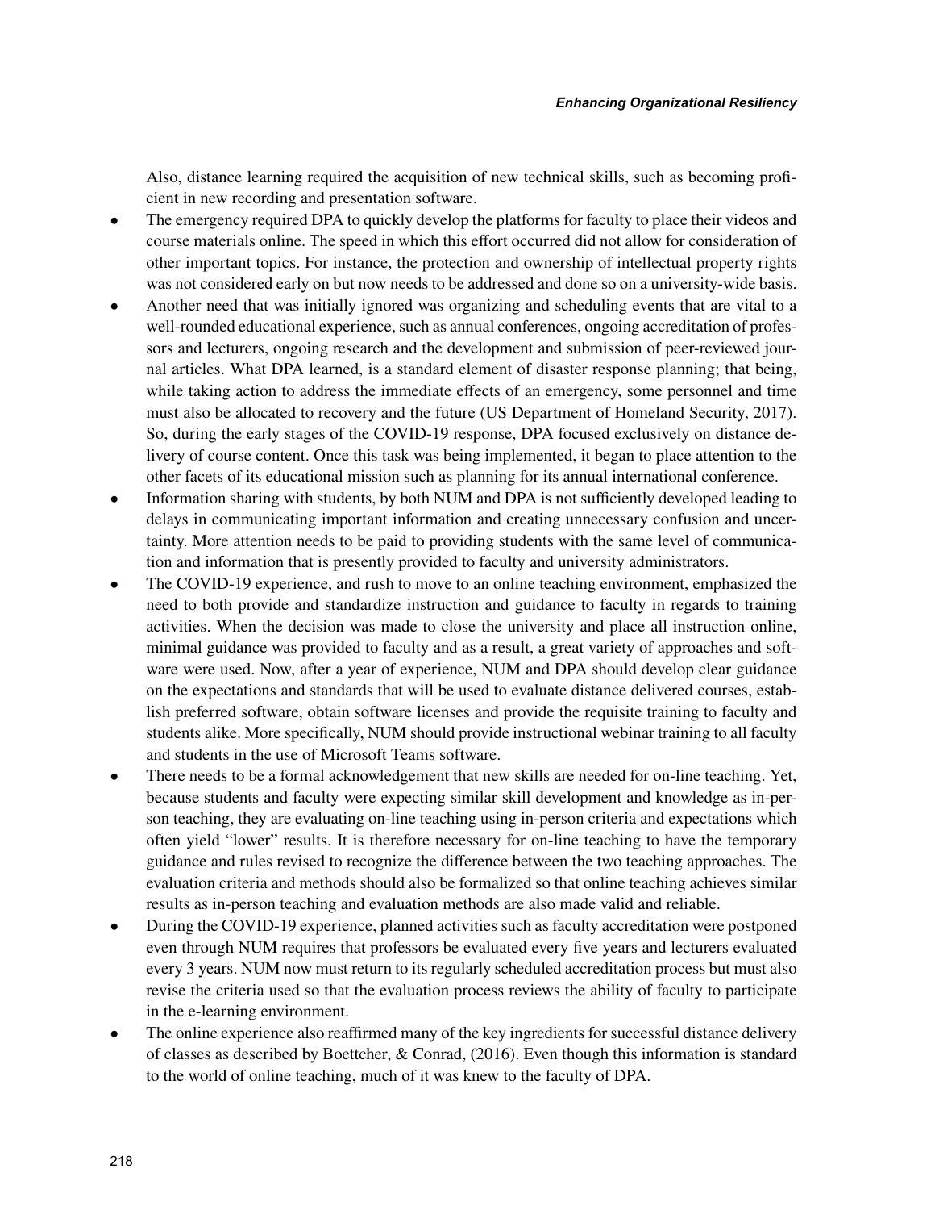Also, distance learning required the acquisition of new technical skills, such as becoming proficient in new recording and presentation software.

- The emergency required DPA to quickly develop the platforms for faculty to place their videos and course materials online. The speed in which this effort occurred did not allow for consideration of other important topics. For instance, the protection and ownership of intellectual property rights was not considered early on but now needs to be addressed and done so on a university-wide basis.
- Another need that was initially ignored was organizing and scheduling events that are vital to a well-rounded educational experience, such as annual conferences, ongoing accreditation of professors and lecturers, ongoing research and the development and submission of peer-reviewed journal articles. What DPA learned, is a standard element of disaster response planning; that being, while taking action to address the immediate effects of an emergency, some personnel and time must also be allocated to recovery and the future (US Department of Homeland Security, 2017). So, during the early stages of the COVID-19 response, DPA focused exclusively on distance delivery of course content. Once this task was being implemented, it began to place attention to the other facets of its educational mission such as planning for its annual international conference.
- Information sharing with students, by both NUM and DPA is not sufficiently developed leading to delays in communicating important information and creating unnecessary confusion and uncertainty. More attention needs to be paid to providing students with the same level of communication and information that is presently provided to faculty and university administrators.
- The COVID-19 experience, and rush to move to an online teaching environment, emphasized the need to both provide and standardize instruction and guidance to faculty in regards to training activities. When the decision was made to close the university and place all instruction online, minimal guidance was provided to faculty and as a result, a great variety of approaches and software were used. Now, after a year of experience, NUM and DPA should develop clear guidance on the expectations and standards that will be used to evaluate distance delivered courses, establish preferred software, obtain software licenses and provide the requisite training to faculty and students alike. More specifically, NUM should provide instructional webinar training to all faculty and students in the use of Microsoft Teams software.
- There needs to be a formal acknowledgement that new skills are needed for on-line teaching. Yet, because students and faculty were expecting similar skill development and knowledge as in-person teaching, they are evaluating on-line teaching using in-person criteria and expectations which often yield "lower" results. It is therefore necessary for on-line teaching to have the temporary guidance and rules revised to recognize the difference between the two teaching approaches. The evaluation criteria and methods should also be formalized so that online teaching achieves similar results as in-person teaching and evaluation methods are also made valid and reliable.
- During the COVID-19 experience, planned activities such as faculty accreditation were postponed even through NUM requires that professors be evaluated every five years and lecturers evaluated every 3 years. NUM now must return to its regularly scheduled accreditation process but must also revise the criteria used so that the evaluation process reviews the ability of faculty to participate in the e-learning environment.
- The online experience also reaffirmed many of the key ingredients for successful distance delivery of classes as described by Boettcher, & Conrad, (2016). Even though this information is standard to the world of online teaching, much of it was knew to the faculty of DPA.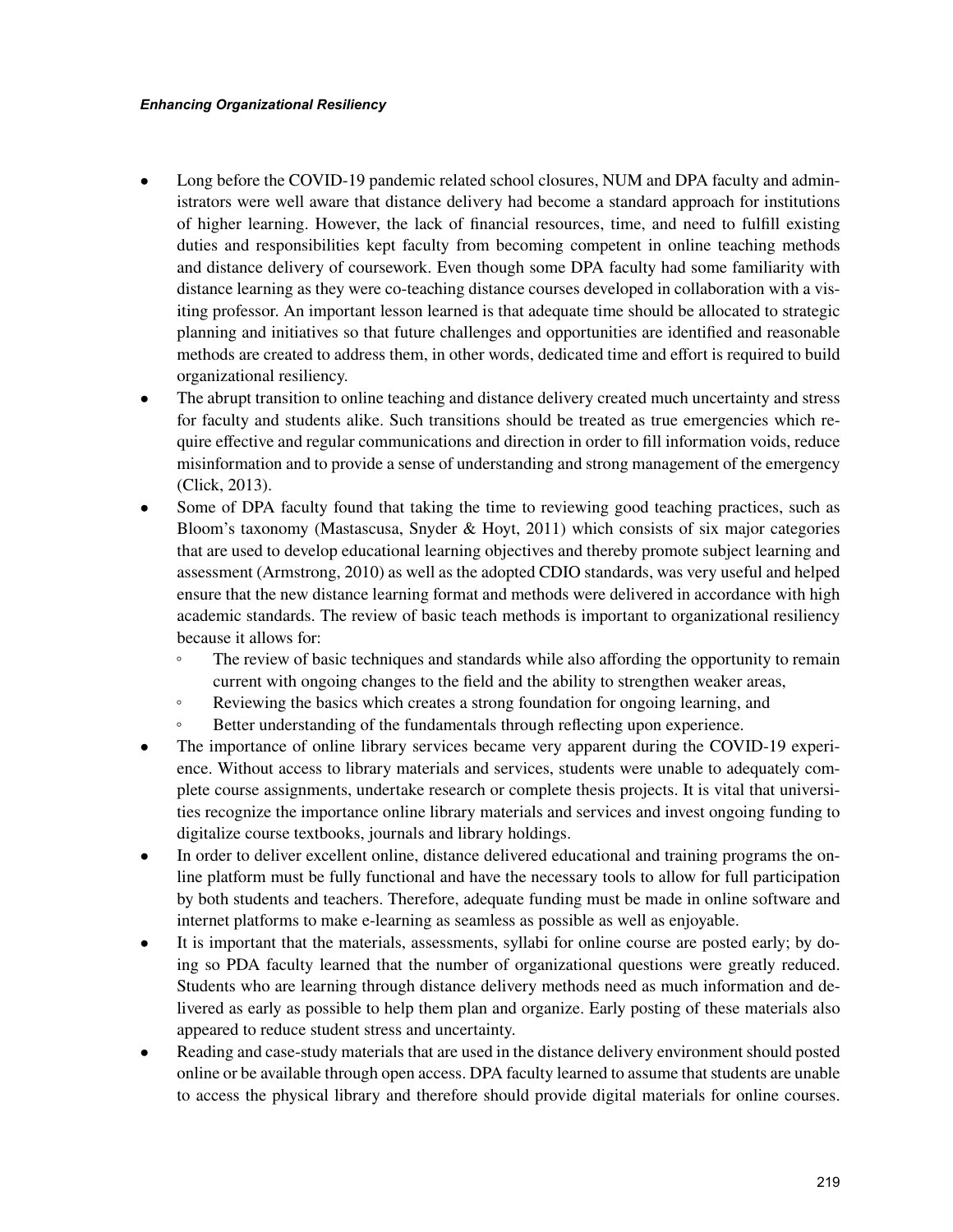- Long before the COVID-19 pandemic related school closures, NUM and DPA faculty and administrators were well aware that distance delivery had become a standard approach for institutions of higher learning. However, the lack of financial resources, time, and need to fulfill existing duties and responsibilities kept faculty from becoming competent in online teaching methods and distance delivery of coursework. Even though some DPA faculty had some familiarity with distance learning as they were co-teaching distance courses developed in collaboration with a visiting professor. An important lesson learned is that adequate time should be allocated to strategic planning and initiatives so that future challenges and opportunities are identified and reasonable methods are created to address them, in other words, dedicated time and effort is required to build organizational resiliency.
- The abrupt transition to online teaching and distance delivery created much uncertainty and stress for faculty and students alike. Such transitions should be treated as true emergencies which require effective and regular communications and direction in order to fill information voids, reduce misinformation and to provide a sense of understanding and strong management of the emergency (Click, 2013).
- Some of DPA faculty found that taking the time to reviewing good teaching practices, such as Bloom's taxonomy (Mastascusa, Snyder & Hoyt, 2011) which consists of six major categories that are used to develop educational learning objectives and thereby promote subject learning and assessment (Armstrong, 2010) as well as the adopted CDIO standards, was very useful and helped ensure that the new distance learning format and methods were delivered in accordance with high academic standards. The review of basic teach methods is important to organizational resiliency because it allows for:
    - The review of basic techniques and standards while also affording the opportunity to remain current with ongoing changes to the field and the ability to strengthen weaker areas,
    - Reviewing the basics which creates a strong foundation for ongoing learning, and
    - Better understanding of the fundamentals through reflecting upon experience.
- The importance of online library services became very apparent during the COVID-19 experience. Without access to library materials and services, students were unable to adequately complete course assignments, undertake research or complete thesis projects. It is vital that universities recognize the importance online library materials and services and invest ongoing funding to digitalize course textbooks, journals and library holdings.
- In order to deliver excellent online, distance delivered educational and training programs the online platform must be fully functional and have the necessary tools to allow for full participation by both students and teachers. Therefore, adequate funding must be made in online software and internet platforms to make e-learning as seamless as possible as well as enjoyable.
- It is important that the materials, assessments, syllabi for online course are posted early; by doing so PDA faculty learned that the number of organizational questions were greatly reduced. Students who are learning through distance delivery methods need as much information and delivered as early as possible to help them plan and organize. Early posting of these materials also appeared to reduce student stress and uncertainty.
- Reading and case-study materials that are used in the distance delivery environment should posted online or be available through open access. DPA faculty learned to assume that students are unable to access the physical library and therefore should provide digital materials for online courses.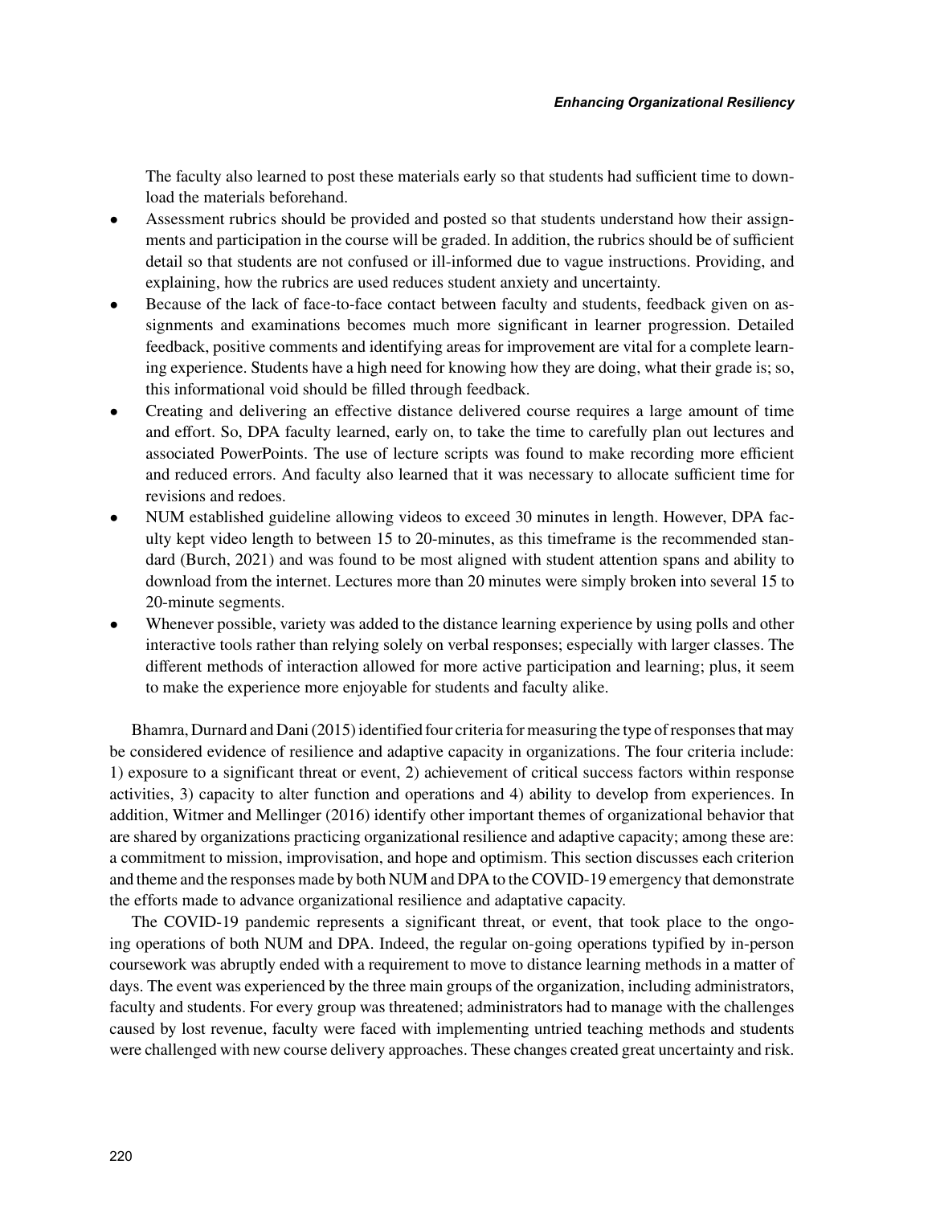The faculty also learned to post these materials early so that students had sufficient time to download the materials beforehand.

- Assessment rubrics should be provided and posted so that students understand how their assignments and participation in the course will be graded. In addition, the rubrics should be of sufficient detail so that students are not confused or ill-informed due to vague instructions. Providing, and explaining, how the rubrics are used reduces student anxiety and uncertainty.
- Because of the lack of face-to-face contact between faculty and students, feedback given on assignments and examinations becomes much more significant in learner progression. Detailed feedback, positive comments and identifying areas for improvement are vital for a complete learning experience. Students have a high need for knowing how they are doing, what their grade is; so, this informational void should be filled through feedback.
- Creating and delivering an effective distance delivered course requires a large amount of time and effort. So, DPA faculty learned, early on, to take the time to carefully plan out lectures and associated PowerPoints. The use of lecture scripts was found to make recording more efficient and reduced errors. And faculty also learned that it was necessary to allocate sufficient time for revisions and redoes.
- NUM established guideline allowing videos to exceed 30 minutes in length. However, DPA faculty kept video length to between 15 to 20-minutes, as this timeframe is the recommended standard (Burch, 2021) and was found to be most aligned with student attention spans and ability to download from the internet. Lectures more than 20 minutes were simply broken into several 15 to 20-minute segments.
- Whenever possible, variety was added to the distance learning experience by using polls and other interactive tools rather than relying solely on verbal responses; especially with larger classes. The different methods of interaction allowed for more active participation and learning; plus, it seem to make the experience more enjoyable for students and faculty alike.

Bhamra, Durnard and Dani (2015) identified four criteria for measuring the type of responses that may be considered evidence of resilience and adaptive capacity in organizations. The four criteria include: 1) exposure to a significant threat or event, 2) achievement of critical success factors within response activities, 3) capacity to alter function and operations and 4) ability to develop from experiences. In addition, Witmer and Mellinger (2016) identify other important themes of organizational behavior that are shared by organizations practicing organizational resilience and adaptive capacity; among these are: a commitment to mission, improvisation, and hope and optimism. This section discusses each criterion and theme and the responses made by both NUM and DPA to the COVID-19 emergency that demonstrate the efforts made to advance organizational resilience and adaptative capacity.

The COVID-19 pandemic represents a significant threat, or event, that took place to the ongoing operations of both NUM and DPA. Indeed, the regular on-going operations typified by in-person coursework was abruptly ended with a requirement to move to distance learning methods in a matter of days. The event was experienced by the three main groups of the organization, including administrators, faculty and students. For every group was threatened; administrators had to manage with the challenges caused by lost revenue, faculty were faced with implementing untried teaching methods and students were challenged with new course delivery approaches. These changes created great uncertainty and risk.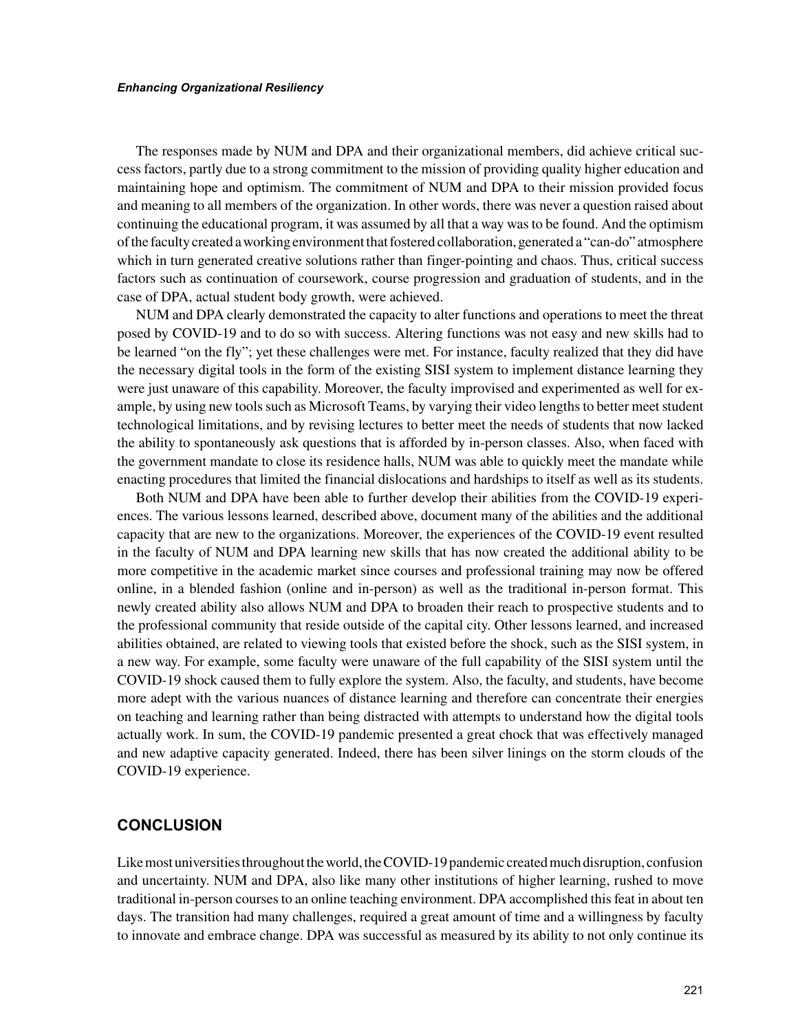The responses made by NUM and DPA and their organizational members, did achieve critical success factors, partly due to a strong commitment to the mission of providing quality higher education and maintaining hope and optimism. The commitment of NUM and DPA to their mission provided focus and meaning to all members of the organization. In other words, there was never a question raised about continuing the educational program, it was assumed by all that a way was to be found. And the optimism of the faculty created a working environment that fostered collaboration, generated a "can-do" atmosphere which in turn generated creative solutions rather than finger-pointing and chaos. Thus, critical success factors such as continuation of coursework, course progression and graduation of students, and in the case of DPA, actual student body growth, were achieved.

NUM and DPA clearly demonstrated the capacity to alter functions and operations to meet the threat posed by COVID-19 and to do so with success. Altering functions was not easy and new skills had to be learned "on the fly"; yet these challenges were met. For instance, faculty realized that they did have the necessary digital tools in the form of the existing SISI system to implement distance learning they were just unaware of this capability. Moreover, the faculty improvised and experimented as well for example, by using new tools such as Microsoft Teams, by varying their video lengths to better meet student technological limitations, and by revising lectures to better meet the needs of students that now lacked the ability to spontaneously ask questions that is afforded by in-person classes. Also, when faced with the government mandate to close its residence halls, NUM was able to quickly meet the mandate while enacting procedures that limited the financial dislocations and hardships to itself as well as its students.

Both NUM and DPA have been able to further develop their abilities from the COVID-19 experiences. The various lessons learned, described above, document many of the abilities and the additional capacity that are new to the organizations. Moreover, the experiences of the COVID-19 event resulted in the faculty of NUM and DPA learning new skills that has now created the additional ability to be more competitive in the academic market since courses and professional training may now be offered online, in a blended fashion (online and in-person) as well as the traditional in-person format. This newly created ability also allows NUM and DPA to broaden their reach to prospective students and to the professional community that reside outside of the capital city. Other lessons learned, and increased abilities obtained, are related to viewing tools that existed before the shock, such as the SISI system, in a new way. For example, some faculty were unaware of the full capability of the SISI system until the COVID-19 shock caused them to fully explore the system. Also, the faculty, and students, have become more adept with the various nuances of distance learning and therefore can concentrate their energies on teaching and learning rather than being distracted with attempts to understand how the digital tools actually work. In sum, the COVID-19 pandemic presented a great chock that was effectively managed and new adaptive capacity generated. Indeed, there has been silver linings on the storm clouds of the COVID-19 experience.

## CONCLUSION

Like most universities throughout the world, the COVID-19 pandemic created much disruption, confusion and uncertainty. NUM and DPA, also like many other institutions of higher learning, rushed to move traditional in-person courses to an online teaching environment. DPA accomplished this feat in about ten days. The transition had many challenges, required a great amount of time and a willingness by faculty to innovate and embrace change. DPA was successful as measured by its ability to not only continue its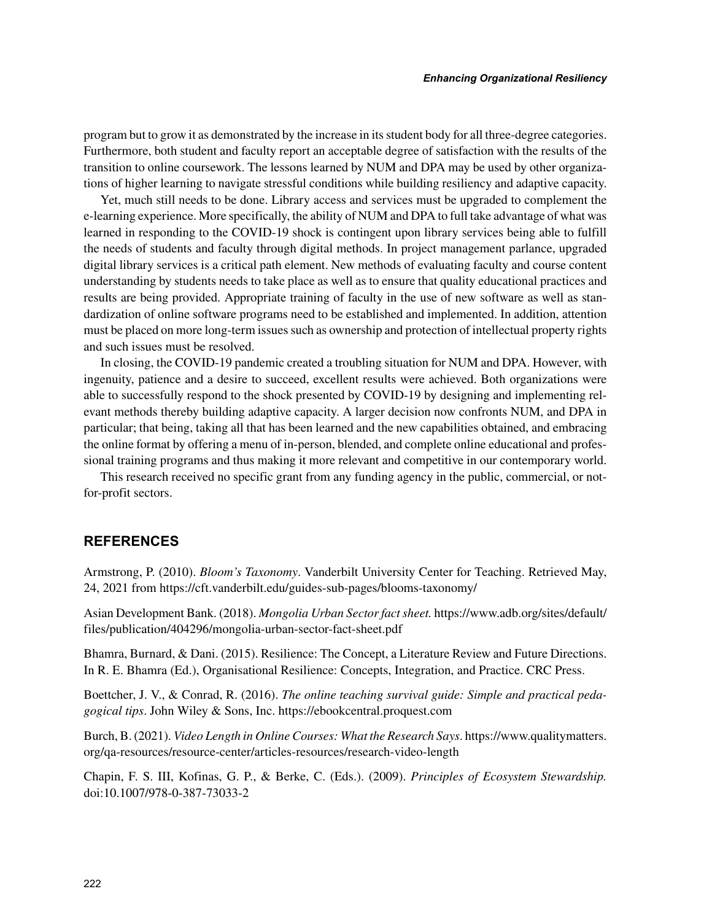program but to grow it as demonstrated by the increase in its student body for all three-degree categories. Furthermore, both student and faculty report an acceptable degree of satisfaction with the results of the transition to online coursework. The lessons learned by NUM and DPA may be used by other organizations of higher learning to navigate stressful conditions while building resiliency and adaptive capacity.

Yet, much still needs to be done. Library access and services must be upgraded to complement the e-learning experience. More specifically, the ability of NUM and DPA to full take advantage of what was learned in responding to the COVID-19 shock is contingent upon library services being able to fulfill the needs of students and faculty through digital methods. In project management parlance, upgraded digital library services is a critical path element. New methods of evaluating faculty and course content understanding by students needs to take place as well as to ensure that quality educational practices and results are being provided. Appropriate training of faculty in the use of new software as well as standardization of online software programs need to be established and implemented. In addition, attention must be placed on more long-term issues such as ownership and protection of intellectual property rights and such issues must be resolved.

In closing, the COVID-19 pandemic created a troubling situation for NUM and DPA. However, with ingenuity, patience and a desire to succeed, excellent results were achieved. Both organizations were able to successfully respond to the shock presented by COVID-19 by designing and implementing relevant methods thereby building adaptive capacity. A larger decision now confronts NUM, and DPA in particular; that being, taking all that has been learned and the new capabilities obtained, and embracing the online format by offering a menu of in-person, blended, and complete online educational and professional training programs and thus making it more relevant and competitive in our contemporary world.

This research received no specific grant from any funding agency in the public, commercial, or not-for-profit sectors.

## REFERENCES

Armstrong, P. (2010). *Bloom's Taxonomy*. Vanderbilt University Center for Teaching. Retrieved May, 24, 2021 from https://cft.vanderbilt.edu/guides-sub-pages/blooms-taxonomy/

Asian Development Bank. (2018). *Mongolia Urban Sector fact sheet.* https://www.adb.org/sites/default/files/publication/404296/mongolia-urban-sector-fact-sheet.pdf

Bhamra, Burnard, & Dani. (2015). Resilience: The Concept, a Literature Review and Future Directions. In R. E. Bhamra (Ed.), Organisational Resilience: Concepts, Integration, and Practice. CRC Press.

Boettcher, J. V., & Conrad, R. (2016). *The online teaching survival guide: Simple and practical pedagogical tips*. John Wiley & Sons, Inc. https://ebookcentral.proquest.com

Burch, B. (2021). *Video Length in Online Courses: What the Research Says*. https://www.qualitymatters.org/qa-resources/resource-center/articles-resources/research-video-length

Chapin, F. S. III, Kofinas, G. P., & Berke, C. (Eds.). (2009). *Principles of Ecosystem Stewardship.* doi:10.1007/978-0-387-73033-2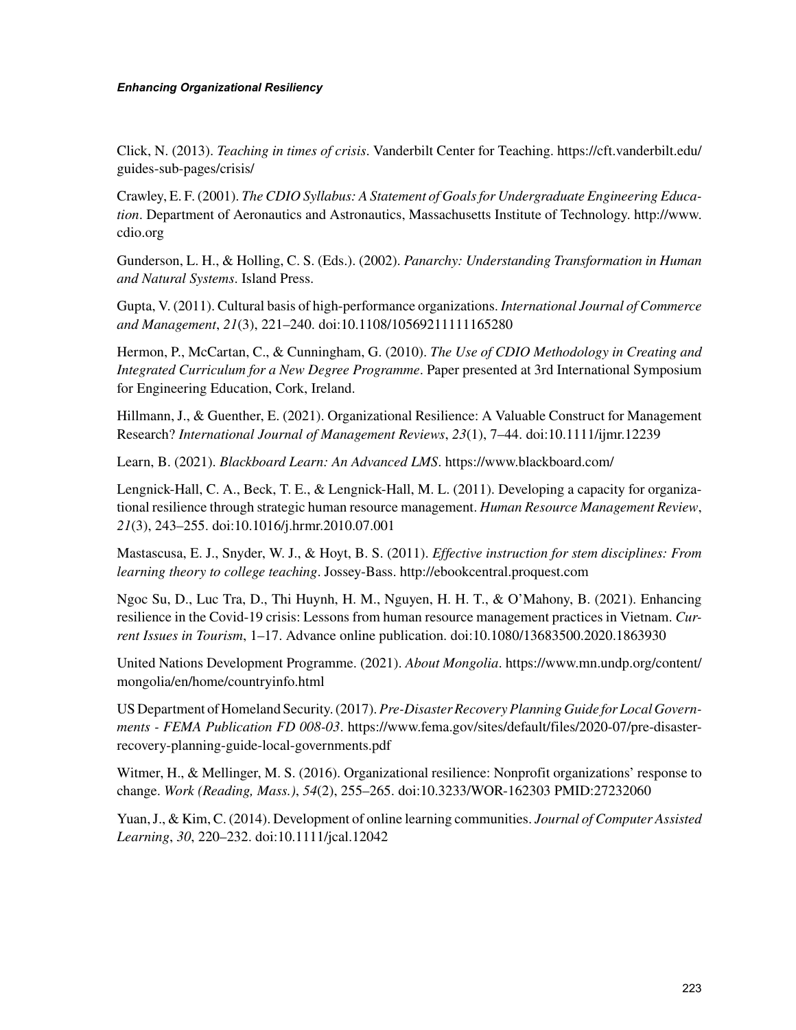Click, N. (2013). *Teaching in times of crisis*. Vanderbilt Center for Teaching. https://cft.vanderbilt.edu/guides-sub-pages/crisis/

Crawley, E. F. (2001). *The CDIO Syllabus: A Statement of Goals for Undergraduate Engineering Education*. Department of Aeronautics and Astronautics, Massachusetts Institute of Technology. http://www.cdio.org

Gunderson, L. H., & Holling, C. S. (Eds.). (2002). *Panarchy: Understanding Transformation in Human and Natural Systems*. Island Press.

Gupta, V. (2011). Cultural basis of high-performance organizations. *International Journal of Commerce and Management*, *21*(3), 221–240. doi:10.1108/10569211111165280

Hermon, P., McCartan, C., & Cunningham, G. (2010). *The Use of CDIO Methodology in Creating and Integrated Curriculum for a New Degree Programme*. Paper presented at 3rd International Symposium for Engineering Education, Cork, Ireland.

Hillmann, J., & Guenther, E. (2021). Organizational Resilience: A Valuable Construct for Management Research? *International Journal of Management Reviews*, *23*(1), 7–44. doi:10.1111/ijmr.12239

Learn, B. (2021). *Blackboard Learn: An Advanced LMS*. https://www.blackboard.com/

Lengnick-Hall, C. A., Beck, T. E., & Lengnick-Hall, M. L. (2011). Developing a capacity for organizational resilience through strategic human resource management. *Human Resource Management Review*, *21*(3), 243–255. doi:10.1016/j.hrmr.2010.07.001

Mastascusa, E. J., Snyder, W. J., & Hoyt, B. S. (2011). *Effective instruction for stem disciplines: From learning theory to college teaching*. Jossey-Bass. http://ebookcentral.proquest.com

Ngoc Su, D., Luc Tra, D., Thi Huynh, H. M., Nguyen, H. H. T., & O'Mahony, B. (2021). Enhancing resilience in the Covid-19 crisis: Lessons from human resource management practices in Vietnam. *Current Issues in Tourism*, 1–17. Advance online publication. doi:10.1080/13683500.2020.1863930

United Nations Development Programme. (2021). *About Mongolia*. https://www.mn.undp.org/content/mongolia/en/home/countryinfo.html

US Department of Homeland Security. (2017). *Pre-Disaster Recovery Planning Guide for Local Governments - FEMA Publication FD 008-03*. https://www.fema.gov/sites/default/files/2020-07/pre-disaster-recovery-planning-guide-local-governments.pdf

Witmer, H., & Mellinger, M. S. (2016). Organizational resilience: Nonprofit organizations' response to change. *Work (Reading, Mass.)*, *54*(2), 255–265. doi:10.3233/WOR-162303 PMID:27232060

Yuan, J., & Kim, C. (2014). Development of online learning communities. *Journal of Computer Assisted Learning*, *30*, 220–232. doi:10.1111/jcal.12042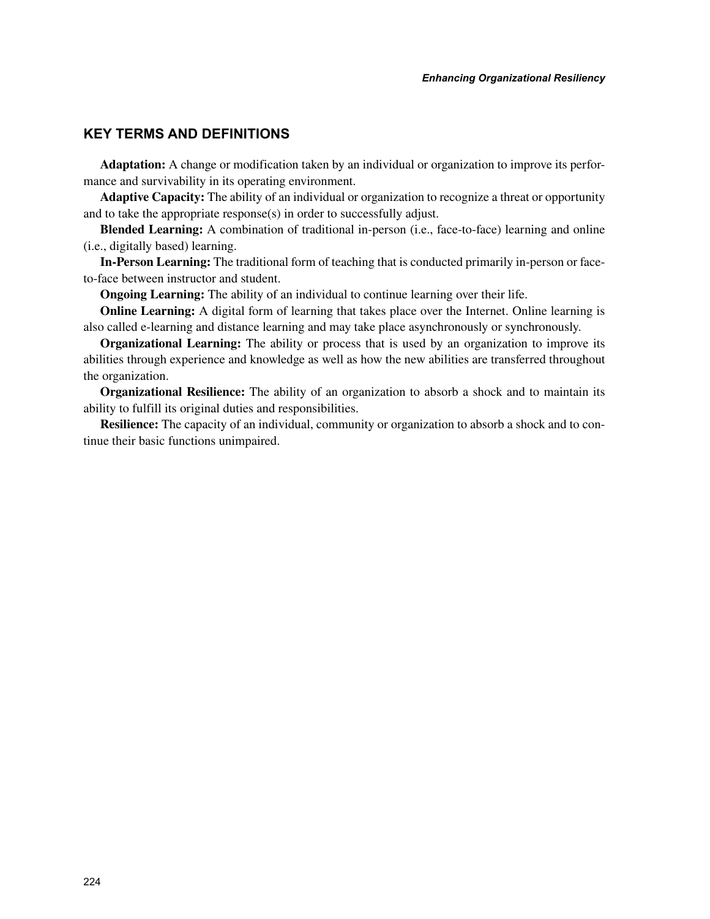## KEY TERMS AND DEFINITIONS

**Adaptation:** A change or modification taken by an individual or organization to improve its performance and survivability in its operating environment.

**Adaptive Capacity:** The ability of an individual or organization to recognize a threat or opportunity and to take the appropriate response(s) in order to successfully adjust.

**Blended Learning:** A combination of traditional in-person (i.e., face-to-face) learning and online (i.e., digitally based) learning.

**In-Person Learning:** The traditional form of teaching that is conducted primarily in-person or face-to-face between instructor and student.

**Ongoing Learning:** The ability of an individual to continue learning over their life.

**Online Learning:** A digital form of learning that takes place over the Internet. Online learning is also called e-learning and distance learning and may take place asynchronously or synchronously.

**Organizational Learning:** The ability or process that is used by an organization to improve its abilities through experience and knowledge as well as how the new abilities are transferred throughout the organization.

**Organizational Resilience:** The ability of an organization to absorb a shock and to maintain its ability to fulfill its original duties and responsibilities.

**Resilience:** The capacity of an individual, community or organization to absorb a shock and to continue their basic functions unimpaired.